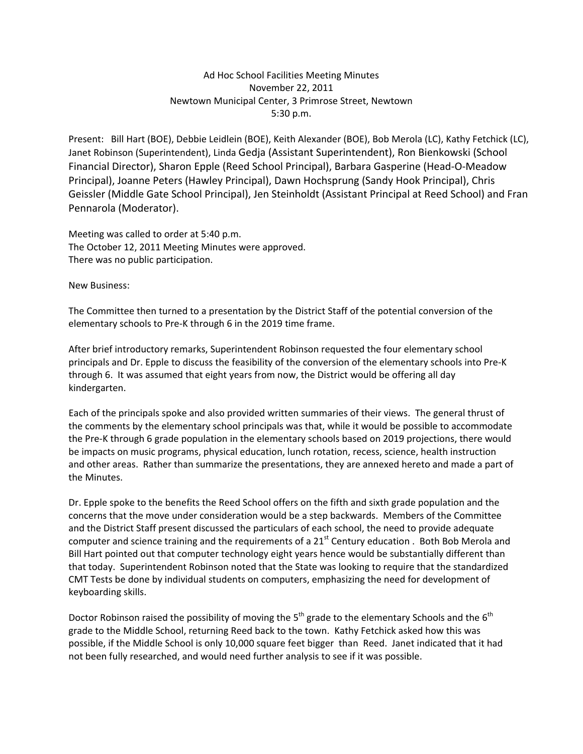Ad Hoc School Facilities Meeting Minutes
November 22, 2011
Newtown Municipal Center, 3 Primrose Street, Newtown
5:30 p.m.

Present: Bill Hart (BOE), Debbie Leidlein (BOE), Keith Alexander (BOE), Bob Merola (LC), Kathy Fetchick (LC), Janet Robinson (Superintendent), Linda Gedja (Assistant Superintendent), Ron Bienkowski (School Financial Director), Sharon Epple (Reed School Principal), Barbara Gasperine (Head-O-Meadow Principal), Joanne Peters (Hawley Principal), Dawn Hochsprung (Sandy Hook Principal), Chris Geissler (Middle Gate School Principal), Jen Steinholdt (Assistant Principal at Reed School) and Fran Pennarola (Moderator).

Meeting was called to order at 5:40 p.m.
The October 12, 2011 Meeting Minutes were approved.
There was no public participation.

New Business:

The Committee then turned to a presentation by the District Staff of the potential conversion of the elementary schools to Pre-K through 6 in the 2019 time frame.

After brief introductory remarks, Superintendent Robinson requested the four elementary school principals and Dr. Epple to discuss the feasibility of the conversion of the elementary schools into Pre-K through 6. It was assumed that eight years from now, the District would be offering all day kindergarten.

Each of the principals spoke and also provided written summaries of their views. The general thrust of the comments by the elementary school principals was that, while it would be possible to accommodate the Pre-K through 6 grade population in the elementary schools based on 2019 projections, there would be impacts on music programs, physical education, lunch rotation, recess, science, health instruction and other areas. Rather than summarize the presentations, they are annexed hereto and made a part of the Minutes.

Dr. Epple spoke to the benefits the Reed School offers on the fifth and sixth grade population and the concerns that the move under consideration would be a step backwards. Members of the Committee and the District Staff present discussed the particulars of each school, the need to provide adequate computer and science training and the requirements of a 21st Century education . Both Bob Merola and Bill Hart pointed out that computer technology eight years hence would be substantially different than that today. Superintendent Robinson noted that the State was looking to require that the standardized CMT Tests be done by individual students on computers, emphasizing the need for development of keyboarding skills.

Doctor Robinson raised the possibility of moving the 5th grade to the elementary Schools and the 6th grade to the Middle School, returning Reed back to the town. Kathy Fetchick asked how this was possible, if the Middle School is only 10,000 square feet bigger than Reed. Janet indicated that it had not been fully researched, and would need further analysis to see if it was possible.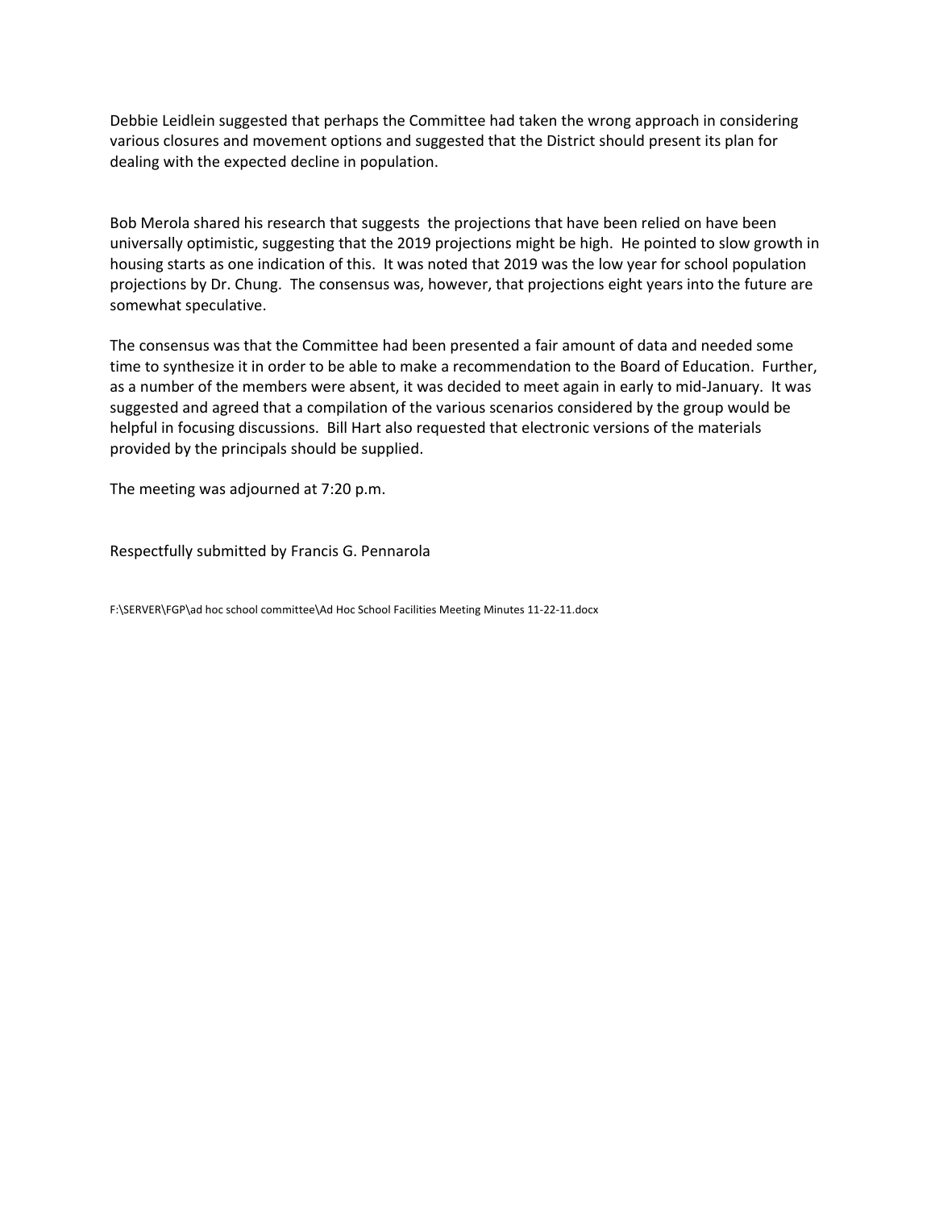Debbie Leidlein suggested that perhaps the Committee had taken the wrong approach in considering various closures and movement options and suggested that the District should present its plan for dealing with the expected decline in population.

Bob Merola shared his research that suggests the projections that have been relied on have been universally optimistic, suggesting that the 2019 projections might be high. He pointed to slow growth in housing starts as one indication of this. It was noted that 2019 was the low year for school population projections by Dr. Chung. The consensus was, however, that projections eight years into the future are somewhat speculative.

The consensus was that the Committee had been presented a fair amount of data and needed some time to synthesize it in order to be able to make a recommendation to the Board of Education. Further, as a number of the members were absent, it was decided to meet again in early to mid-January. It was suggested and agreed that a compilation of the various scenarios considered by the group would be helpful in focusing discussions. Bill Hart also requested that electronic versions of the materials provided by the principals should be supplied.

The meeting was adjourned at 7:20 p.m.

Respectfully submitted by Francis G. Pennarola

F:\SERVER\FGP\ad hoc school committee\Ad Hoc School Facilities Meeting Minutes 11-22-11.docx